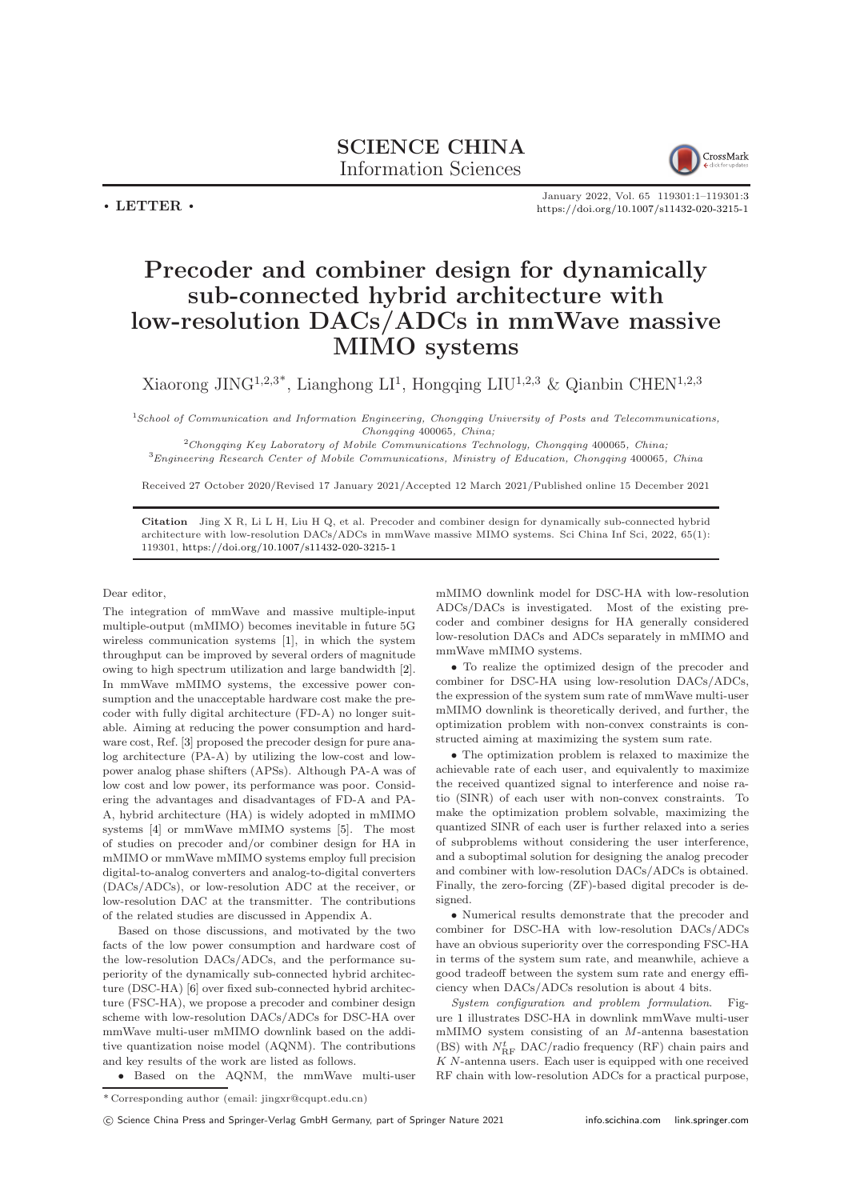**SCIENCE CHINA**
Information Sciences

• LETTER •

January 2022, Vol. 65 119301:1–119301:3
https://doi.org/10.1007/s11432-020-3215-1

# Precoder and combiner design for dynamically sub-connected hybrid architecture with low-resolution DACs/ADCs in mmWave massive MIMO systems

Xiaorong JING[1,2,3*], Lianghong LI[1], Hongqing LIU[1,2,3] & Qianbin CHEN[1,2,3]

[1]School of Communication and Information Engineering, Chongqing University of Posts and Telecommunications, Chongqing 400065, China;
[2]Chongqing Key Laboratory of Mobile Communications Technology, Chongqing 400065, China;
[3]Engineering Research Center of Mobile Communications, Ministry of Education, Chongqing 400065, China

Received 27 October 2020/Revised 17 January 2021/Accepted 12 March 2021/Published online 15 December 2021

**Citation** Jing X R, Li L H, Liu H Q, et al. Precoder and combiner design for dynamically sub-connected hybrid architecture with low-resolution DACs/ADCs in mmWave massive MIMO systems. Sci China Inf Sci, 2022, 65(1): 119301, https://doi.org/10.1007/s11432-020-3215-1

Dear editor,

The integration of mmWave and massive multiple-input multiple-output (mMIMO) becomes inevitable in future 5G wireless communication systems [1], in which the system throughput can be improved by several orders of magnitude owing to high spectrum utilization and large bandwidth [2]. In mmWave mMIMO systems, the excessive power consumption and the unacceptable hardware cost make the precoder with fully digital architecture (FD-A) no longer suitable. Aiming at reducing the power consumption and hardware cost, Ref. [3] proposed the precoder design for pure analog architecture (PA-A) by utilizing the low-cost and low-power analog phase shifters (APSs). Although PA-A was of low cost and low power, its performance was poor. Considering the advantages and disadvantages of FD-A and PA-A, hybrid architecture (HA) is widely adopted in mMIMO systems [4] or mmWave mMIMO systems [5]. The most of studies on precoder and/or combiner design for HA in mMIMO or mmWave mMIMO systems employ full precision digital-to-analog converters and analog-to-digital converters (DACs/ADCs), or low-resolution ADC at the receiver, or low-resolution DAC at the transmitter. The contributions of the related studies are discussed in Appendix A.

Based on those discussions, and motivated by the two facts of the low power consumption and hardware cost of the low-resolution DACs/ADCs, and the performance superiority of the dynamically sub-connected hybrid architecture (DSC-HA) [6] over fixed sub-connected hybrid architecture (FSC-HA), we propose a precoder and combiner design scheme with low-resolution DACs/ADCs for DSC-HA over mmWave multi-user mMIMO downlink based on the additive quantization noise model (AQNM). The contributions and key results of the work are listed as follows.

- Based on the AQNM, the mmWave multi-user mMIMO downlink model for DSC-HA with low-resolution ADCs/DACs is investigated. Most of the existing precoder and combiner designs for HA generally considered low-resolution DACs and ADCs separately in mMIMO and mmWave mMIMO systems.

- To realize the optimized design of the precoder and combiner for DSC-HA using low-resolution DACs/ADCs, the expression of the system sum rate of mmWave multi-user mMIMO downlink is theoretically derived, and further, the optimization problem with non-convex constraints is constructed aiming at maximizing the system sum rate.

- The optimization problem is relaxed to maximize the achievable rate of each user, and equivalently to maximize the received quantized signal to interference and noise ratio (SINR) of each user with non-convex constraints. To make the optimization problem solvable, maximizing the quantized SINR of each user is further relaxed into a series of subproblems without considering the user interference, and a suboptimal solution for designing the analog precoder and combiner with low-resolution DACs/ADCs is obtained. Finally, the zero-forcing (ZF)-based digital precoder is designed.

- Numerical results demonstrate that the precoder and combiner for DSC-HA with low-resolution DACs/ADCs have an obvious superiority over the corresponding FSC-HA in terms of the system sum rate, and meanwhile, achieve a good tradeoff between the system sum rate and energy efficiency when DACs/ADCs resolution is about 4 bits.

*System configuration and problem formulation.* Figure 1 illustrates DSC-HA in downlink mmWave multi-user mMIMO system consisting of an $M$-antenna basestation (BS) with $N_{\mathrm{RF}}^{t}$ DAC/radio frequency (RF) chain pairs and $K$ $N$-antenna users. Each user is equipped with one received RF chain with low-resolution ADCs for a practical purpose,

\* Corresponding author (email: jingxr@cqupt.edu.cn)

© Science China Press and Springer-Verlag GmbH Germany, part of Springer Nature 2021 info.scichina.com link.springer.com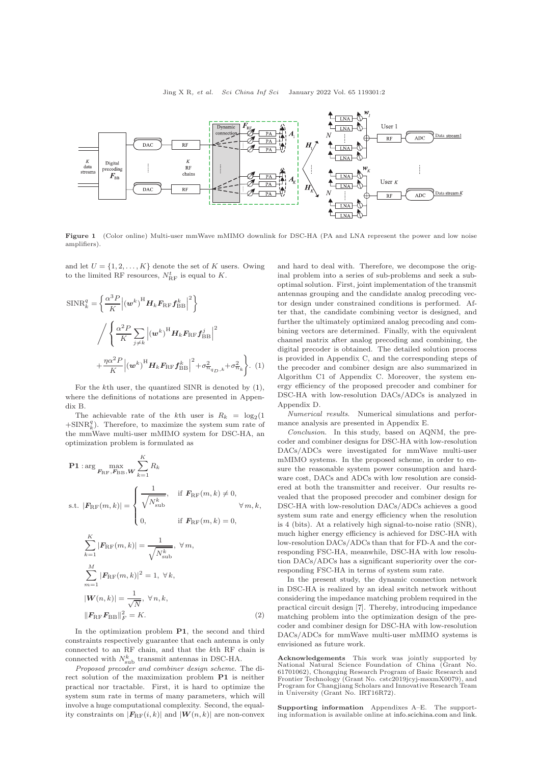**Figure 1** (Color online) Multi-user mmWave mMIMO downlink for DSC-HA (PA and LNA represent the power and low noise amplifiers).

and let $U = \{1, 2, \ldots, K\}$ denote the set of $K$ users. Owing to the limited RF resources, $N_{\rm RF}^t$ is equal to $K$.

$$
\mathrm{SINR}_k^q = \left\{ \frac{\alpha^3 P}{K} \left| (\boldsymbol{w}^k)^{\rm H} \boldsymbol{H}_k \boldsymbol{F}_{\rm RF} \boldsymbol{f}_{\rm BB}^k \right|^2 \right\} \Bigg/ \left\{ \frac{\alpha^2 P}{K} \sum_{j \neq k} \left| (\boldsymbol{w}^k)^{\rm H} \boldsymbol{H}_k \boldsymbol{F}_{\rm RF} \boldsymbol{f}_{\rm BB}^j \right|^2 + \frac{\eta \alpha^2 P}{K} \left| (\boldsymbol{w}^k)^{\rm H} \boldsymbol{H}_k \boldsymbol{F}_{\rm RF} \boldsymbol{f}_{\rm BB}^k \right|^2 + \sigma_{n_{q_D},k}^2 + \sigma_{n_k}^2 \right\}. \quad (1)
$$

For the $k$th user, the quantized SINR is denoted by (1), where the definitions of notations are presented in Appendix B.

The achievable rate of the $k$th user is $R_k = \log_2(1 + \mathrm{SINR}_k^q)$. Therefore, to maximize the system sum rate of the mmWave multi-user mMIMO system for DSC-HA, an optimization problem is formulated as

$$
\begin{aligned}
\mathbf{P1}: &\arg \max_{\boldsymbol{F}_{\rm RF}, \boldsymbol{F}_{\rm BB}, \boldsymbol{W}} \sum_{k=1}^{K} R_k \\
\text{s.t. } & |\boldsymbol{F}_{\rm RF}(m,k)| = \begin{cases} \dfrac{1}{\sqrt{N_{\rm sub}^k}}, & \text{if } \boldsymbol{F}_{\rm RF}(m,k) \neq 0, \\ 0, & \text{if } \boldsymbol{F}_{\rm RF}(m,k) = 0, \end{cases} \quad \forall m, k, \\
& \sum_{k=1}^{K} |\boldsymbol{F}_{\rm RF}(m,k)| = \frac{1}{\sqrt{N_{\rm sub}^k}}, \ \forall m, \\
& \sum_{m=1}^{M} |\boldsymbol{F}_{\rm RF}(m,k)|^2 = 1, \ \forall k, \\
& |\boldsymbol{W}(n,k)| = \frac{1}{\sqrt{N}}, \ \forall n, k, \\
& \|\boldsymbol{F}_{\rm RF} \boldsymbol{F}_{\rm BB}\|_F^2 = K.
\end{aligned} \quad (2)
$$

In the optimization problem **P1**, the second and third constraints respectively guarantee that each antenna is only connected to an RF chain, and that the $k$th RF chain is connected with $N_{\rm sub}^k$ transmit antennas in DSC-HA.

*Proposed precoder and combiner design scheme.* The direct solution of the maximization problem **P1** is neither practical nor tractable. First, it is hard to optimize the system sum rate in terms of many parameters, which will involve a huge computational complexity. Second, the equality constraints on $|\boldsymbol{F}_{\rm RF}(i,k)|$ and $|\boldsymbol{W}(n,k)|$ are non-convex and hard to deal with. Therefore, we decompose the original problem into a series of sub-problems and seek a suboptimal solution. First, joint implementation of the transmit antennas grouping and the candidate analog precoding vector design under constrained conditions is performed. After that, the candidate combining vector is designed, and further the ultimately optimized analog precoding and combining vectors are determined. Finally, with the equivalent channel matrix after analog precoding and combining, the digital precoder is obtained. The detailed solution process is provided in Appendix C, and the corresponding steps of the precoder and combiner design are also summarized in Algorithm C1 of Appendix C. Moreover, the system energy efficiency of the proposed precoder and combiner for DSC-HA with low-resolution DACs/ADCs is analyzed in Appendix D.

*Numerical results.* Numerical simulations and performance analysis are presented in Appendix E.

*Conclusion.* In this study, based on AQNM, the precoder and combiner designs for DSC-HA with low-resolution DACs/ADCs were investigated for mmWave multi-user mMIMO systems. In the proposed scheme, in order to ensure the reasonable system power consumption and hardware cost, DACs and ADCs with low resolution are considered at both the transmitter and receiver. Our results revealed that the proposed precoder and combiner design for DSC-HA with low-resolution DACs/ADCs achieves a good system sum rate and energy efficiency when the resolution is 4 (bits). At a relatively high signal-to-noise ratio (SNR), much higher energy efficiency is achieved for DSC-HA with low-resolution DACs/ADCs than that for FD-A and the corresponding FSC-HA, meanwhile, DSC-HA with low resolution DACs/ADCs has a significant superiority over the corresponding FSC-HA in terms of system sum rate.

In the present study, the dynamic connection network in DSC-HA is realized by an ideal switch network without considering the impedance matching problem required in the practical circuit design [7]. Thereby, introducing impedance matching problem into the optimization design of the precoder and combiner design for DSC-HA with low-resolution DACs/ADCs for mmWave multi-user mMIMO systems is envisioned as future work.

**Acknowledgements** This work was jointly supported by National Natural Science Foundation of China (Grant No. 61701062), Chongqing Research Program of Basic Research and Frontier Technology (Grant No. cstc2019jcyj-msxmX0079), and Program for Changjiang Scholars and Innovative Research Team in University (Grant No. IRT16R72).

**Supporting information** Appendixes A–E. The supporting information is available online at info.scichina.com and link.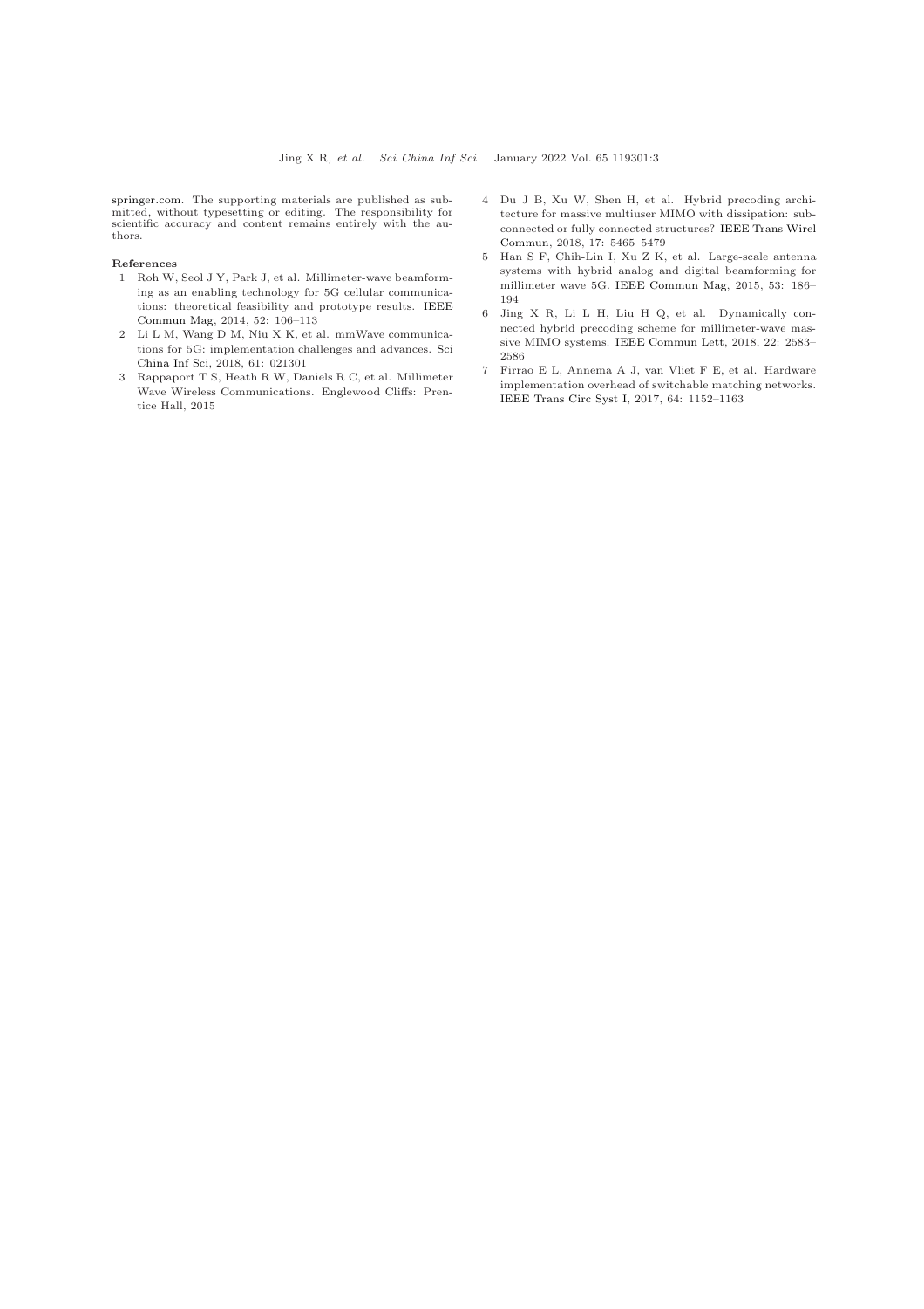springer.com. The supporting materials are published as submitted, without typesetting or editing. The responsibility for scientific accuracy and content remains entirely with the authors.

**References**

1. Roh W, Seol J Y, Park J, et al. Millimeter-wave beamforming as an enabling technology for 5G cellular communications: theoretical feasibility and prototype results. IEEE Commun Mag, 2014, 52: 106–113
2. Li L M, Wang D M, Niu X K, et al. mmWave communications for 5G: implementation challenges and advances. Sci China Inf Sci, 2018, 61: 021301
3. Rappaport T S, Heath R W, Daniels R C, et al. Millimeter Wave Wireless Communications. Englewood Cliffs: Prentice Hall, 2015
4. Du J B, Xu W, Shen H, et al. Hybrid precoding architecture for massive multiuser MIMO with dissipation: sub-connected or fully connected structures? IEEE Trans Wirel Commun, 2018, 17: 5465–5479
5. Han S F, Chih-Lin I, Xu Z K, et al. Large-scale antenna systems with hybrid analog and digital beamforming for millimeter wave 5G. IEEE Commun Mag, 2015, 53: 186–194
6. Jing X R, Li L H, Liu H Q, et al. Dynamically connected hybrid precoding scheme for millimeter-wave massive MIMO systems. IEEE Commun Lett, 2018, 22: 2583–2586
7. Firrao E L, Annema A J, van Vliet F E, et al. Hardware implementation overhead of switchable matching networks. IEEE Trans Circ Syst I, 2017, 64: 1152–1163